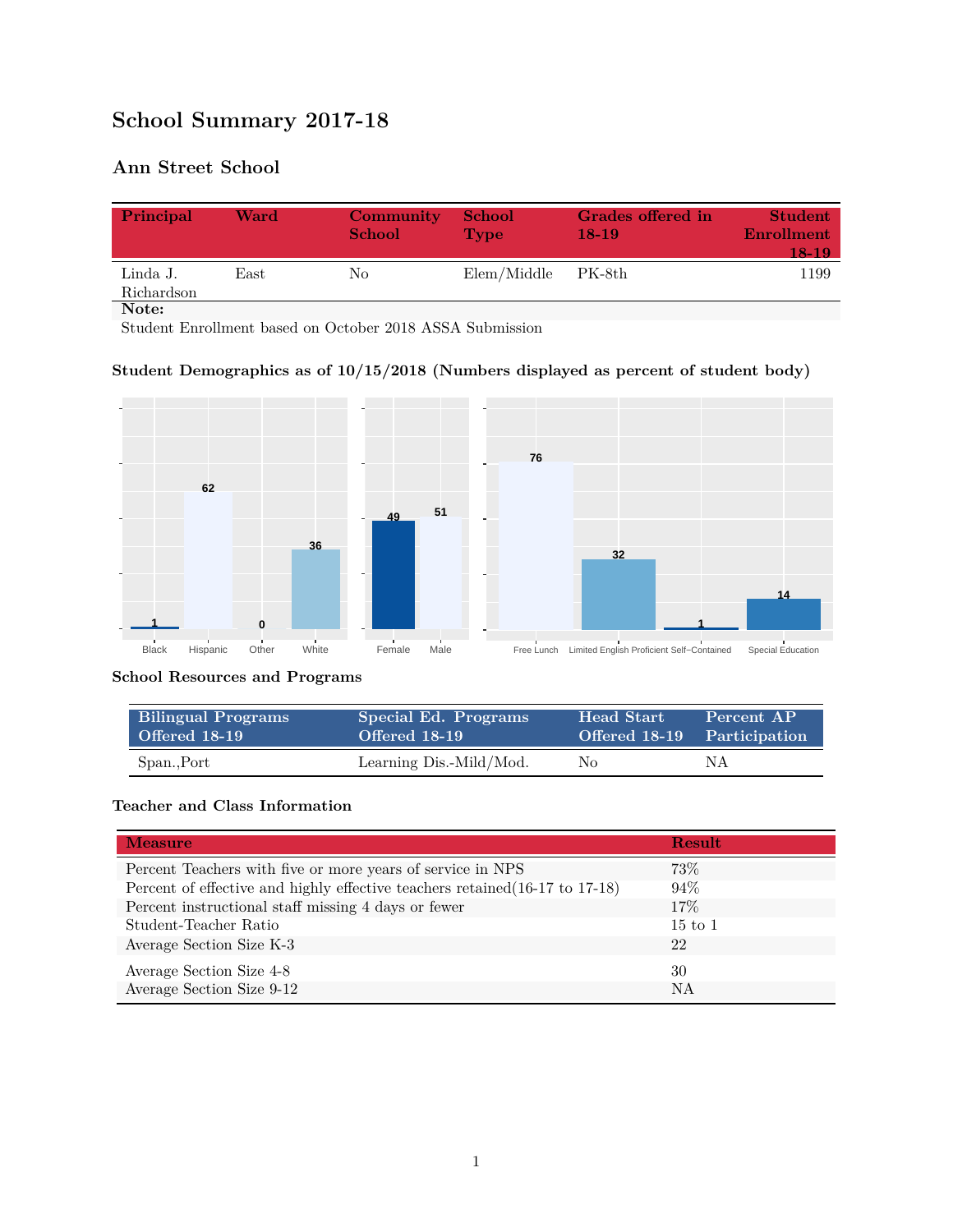# School Summary 2017-18

## Ann Street School

| Principal | Ward | Community School | School Type | Grades offered in 18-19 | Student Enrollment 18-19 |
|---|---|---|---|---|---|
| Linda J. Richardson | East | No | Elem/Middle | PK-8th | 1199 |

**Note:**

Student Enrollment based on October 2018 ASSA Submission

### Student Demographics as of 10/15/2018 (Numbers displayed as percent of student body)

| Black | Hispanic | Other | White |
|---|---|---|---|
| 1 | 62 | 0 | 36 |

| Female | Male |
|---|---|
| 49 | 51 |

| Free Lunch | Limited English Proficient | Self-Contained | Special Education |
|---|---|---|---|
| 76 | 32 | 1 | 14 |

### School Resources and Programs

| Bilingual Programs Offered 18-19 | Special Ed. Programs Offered 18-19 | Head Start Offered 18-19 | Percent AP Participation |
|---|---|---|---|
| Span.,Port | Learning Dis.-Mild/Mod. | No | NA |

### Teacher and Class Information

| Measure | Result |
|---|---|
| Percent Teachers with five or more years of service in NPS | 73% |
| Percent of effective and highly effective teachers retained(16-17 to 17-18) | 94% |
| Percent instructional staff missing 4 days or fewer | 17% |
| Student-Teacher Ratio | 15 to 1 |
| Average Section Size K-3 | 22 |
| Average Section Size 4-8 | 30 |
| Average Section Size 9-12 | NA |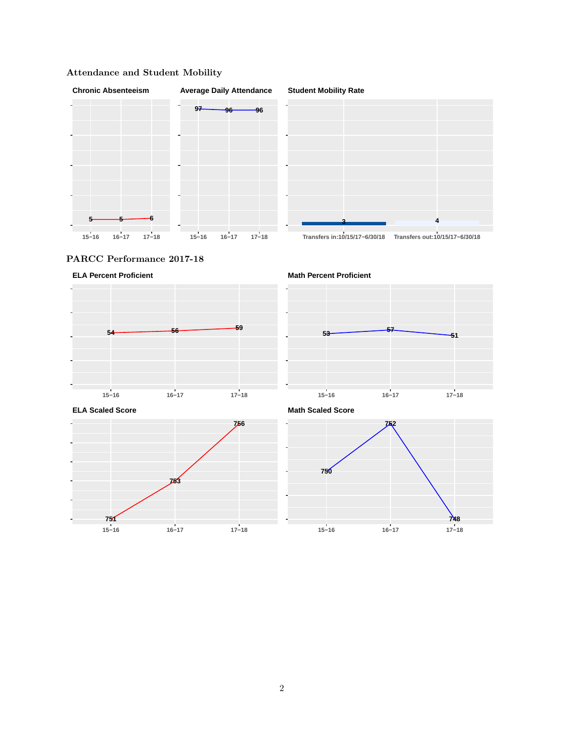## Attendance and Student Mobility

**Chronic Absenteeism**

5 5 6

15−16 16−17 17−18

**Average Daily Attendance**

97 96 96

15−16 16−17 17−18

**Student Mobility Rate**

3 4

Transfers in:10/15/17−6/30/18 Transfers out:10/15/17−6/30/18

## PARCC Performance 2017-18

**ELA Percent Proficient**

54 56 59

15−16 16−17 17−18

**Math Percent Proficient**

53 57 51

15−16 16−17 17−18

**ELA Scaled Score**

751 753 756

15−16 16−17 17−18

**Math Scaled Score**

750 752 748

15−16 16−17 17−18